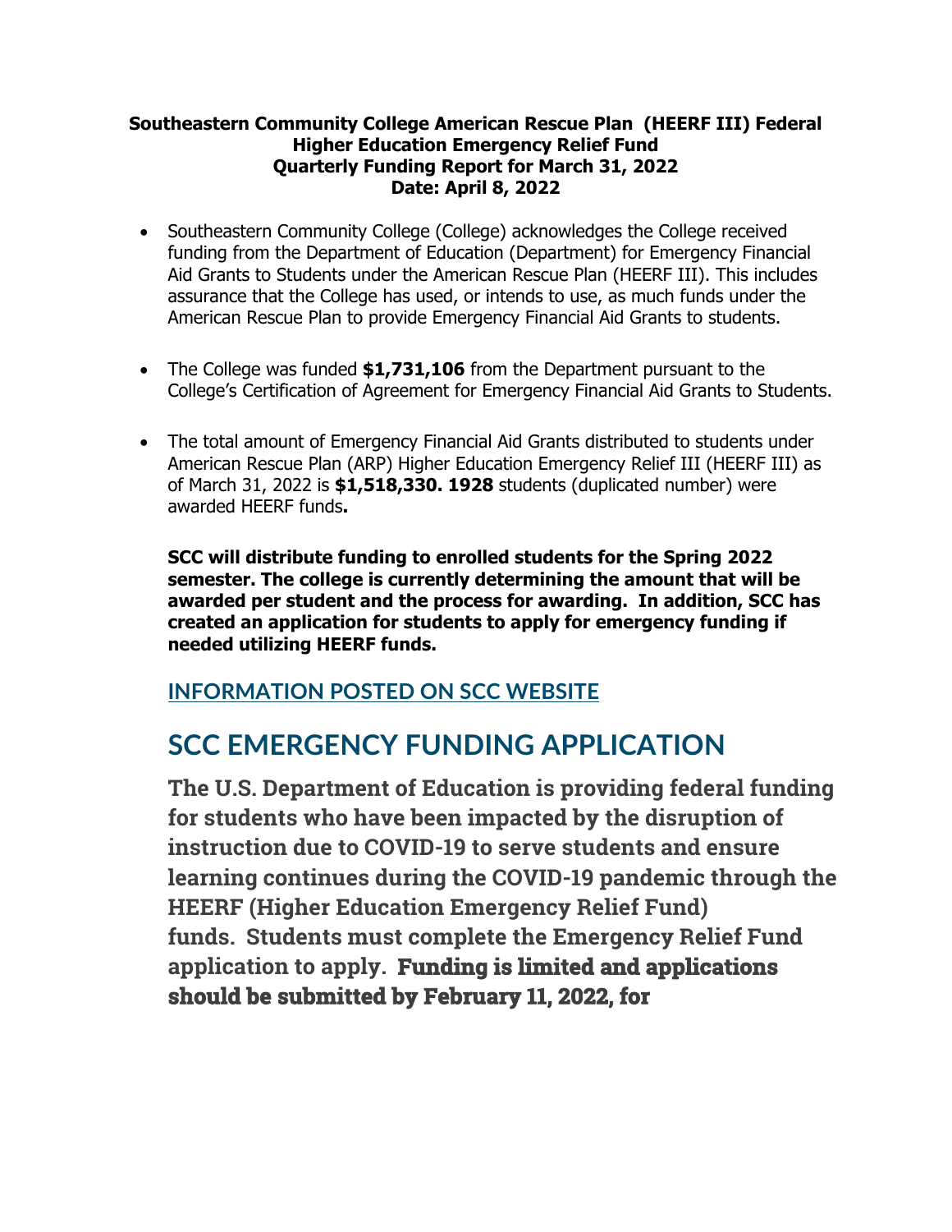**Southeastern Community College American Rescue Plan (HEERF III) Federal Higher Education Emergency Relief Fund Quarterly Funding Report for March 31, 2022 Date: April 8, 2022**

- Southeastern Community College (College) acknowledges the College received funding from the Department of Education (Department) for Emergency Financial Aid Grants to Students under the American Rescue Plan (HEERF III). This includes assurance that the College has used, or intends to use, as much funds under the American Rescue Plan to provide Emergency Financial Aid Grants to students.

- The College was funded **$1,731,106** from the Department pursuant to the College's Certification of Agreement for Emergency Financial Aid Grants to Students.

- The total amount of Emergency Financial Aid Grants distributed to students under American Rescue Plan (ARP) Higher Education Emergency Relief III (HEERF III) as of March 31, 2022 is **$1,518,330. 1928** students (duplicated number) were awarded HEERF funds**.**

  **SCC will distribute funding to enrolled students for the Spring 2022 semester. The college is currently determining the amount that will be awarded per student and the process for awarding. In addition, SCC has created an application for students to apply for emergency funding if needed utilizing HEERF funds.**

## INFORMATION POSTED ON SCC WEBSITE

# SCC EMERGENCY FUNDING APPLICATION

**The U.S. Department of Education is providing federal funding for students who have been impacted by the disruption of instruction due to COVID-19 to serve students and ensure learning continues during the COVID-19 pandemic through the HEERF (Higher Education Emergency Relief Fund) funds. Students must complete the Emergency Relief Fund application to apply. Funding is limited and applications should be submitted by February 11, 2022, for**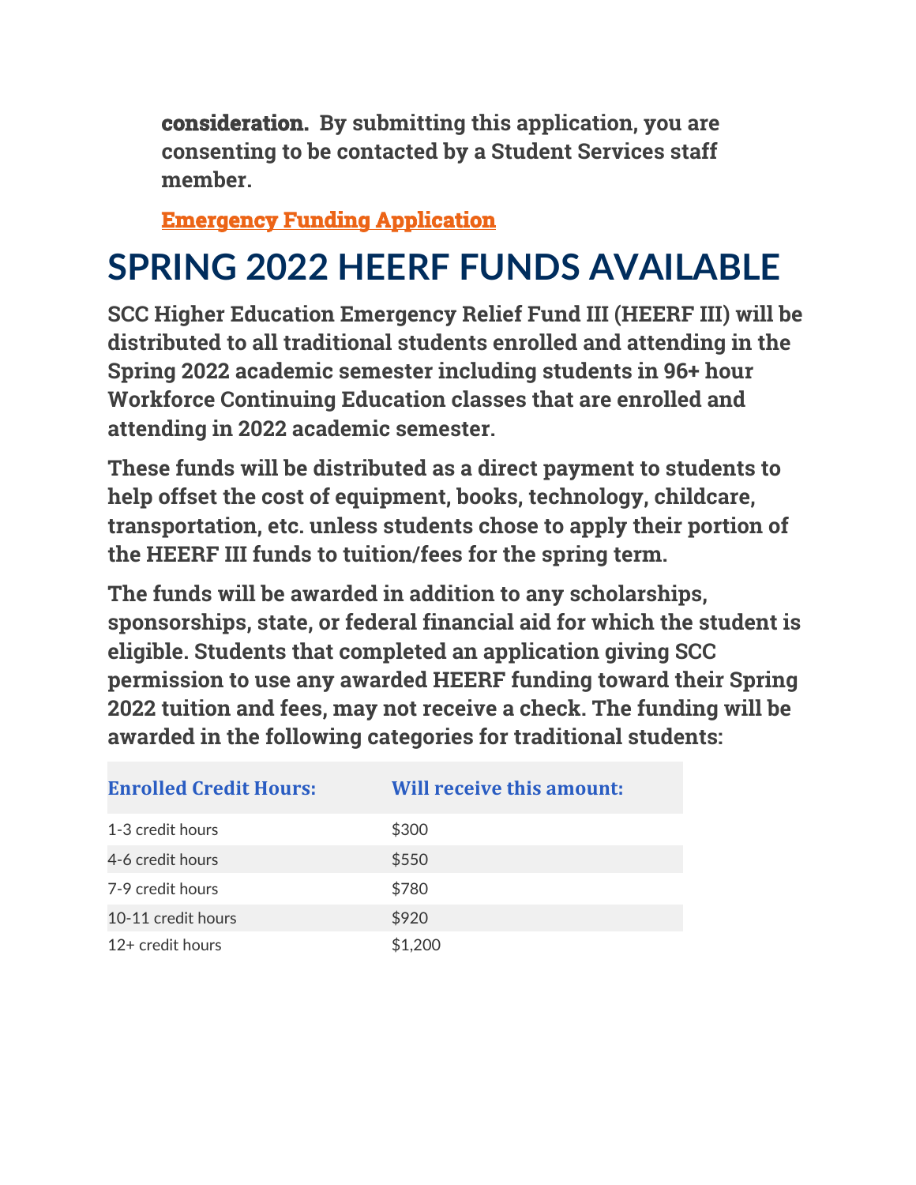**consideration. By submitting this application, you are consenting to be contacted by a Student Services staff member.**

**Emergency Funding Application**

# SPRING 2022 HEERF FUNDS AVAILABLE

**SCC Higher Education Emergency Relief Fund III (HEERF III) will be distributed to all traditional students enrolled and attending in the Spring 2022 academic semester including students in 96+ hour Workforce Continuing Education classes that are enrolled and attending in 2022 academic semester.**

**These funds will be distributed as a direct payment to students to help offset the cost of equipment, books, technology, childcare, transportation, etc. unless students chose to apply their portion of the HEERF III funds to tuition/fees for the spring term.**

**The funds will be awarded in addition to any scholarships, sponsorships, state, or federal financial aid for which the student is eligible. Students that completed an application giving SCC permission to use any awarded HEERF funding toward their Spring 2022 tuition and fees, may not receive a check. The funding will be awarded in the following categories for traditional students:**

| Enrolled Credit Hours: | Will receive this amount: |
|---|---|
| 1-3 credit hours | $300 |
| 4-6 credit hours | $550 |
| 7-9 credit hours | $780 |
| 10-11 credit hours | $920 |
| 12+ credit hours | $1,200 |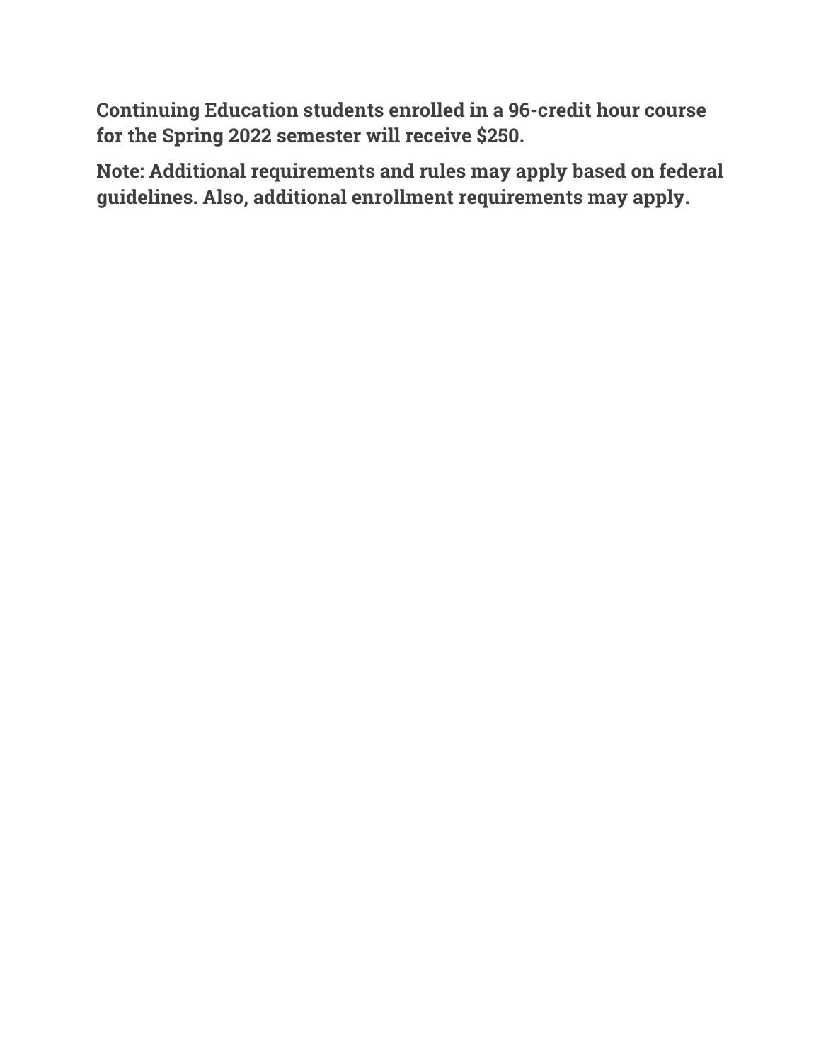**Continuing Education students enrolled in a 96-credit hour course for the Spring 2022 semester will receive $250.**

**Note: Additional requirements and rules may apply based on federal guidelines. Also, additional enrollment requirements may apply.**